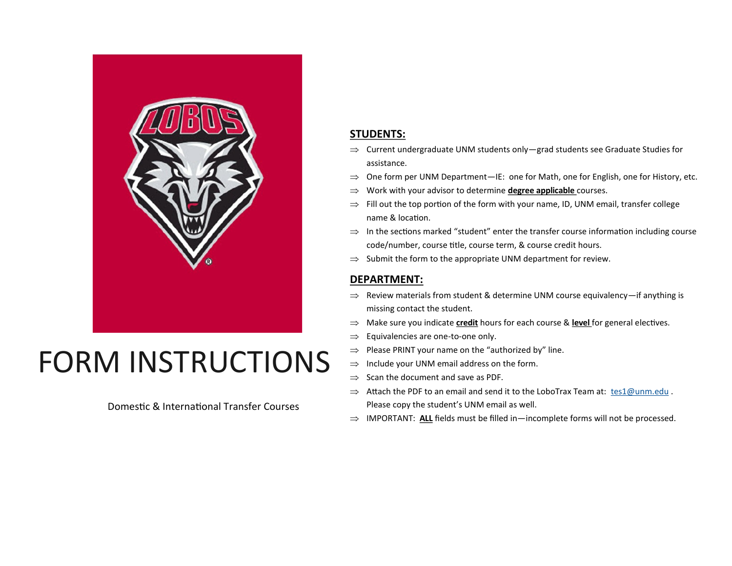# FORM INSTRUCTIONS

Domestic & International Transfer Courses

## STUDENTS:

- ⇒ Current undergraduate UNM students only—grad students see Graduate Studies for assistance.
- ⇒ One form per UNM Department—IE: one for Math, one for English, one for History, etc.
- ⇒ Work with your advisor to determine **degree applicable** courses.
- ⇒ Fill out the top portion of the form with your name, ID, UNM email, transfer college name & location.
- ⇒ In the sections marked "student" enter the transfer course information including course code/number, course title, course term, & course credit hours.
- ⇒ Submit the form to the appropriate UNM department for review.

## DEPARTMENT:

- ⇒ Review materials from student & determine UNM course equivalency—if anything is missing contact the student.
- ⇒ Make sure you indicate **credit** hours for each course & **level** for general electives.
- ⇒ Equivalencies are one-to-one only.
- ⇒ Please PRINT your name on the "authorized by" line.
- ⇒ Include your UNM email address on the form.
- ⇒ Scan the document and save as PDF.
- ⇒ Attach the PDF to an email and send it to the LoboTrax Team at: tes1@unm.edu . Please copy the student's UNM email as well.
- ⇒ IMPORTANT: **ALL** fields must be filled in—incomplete forms will not be processed.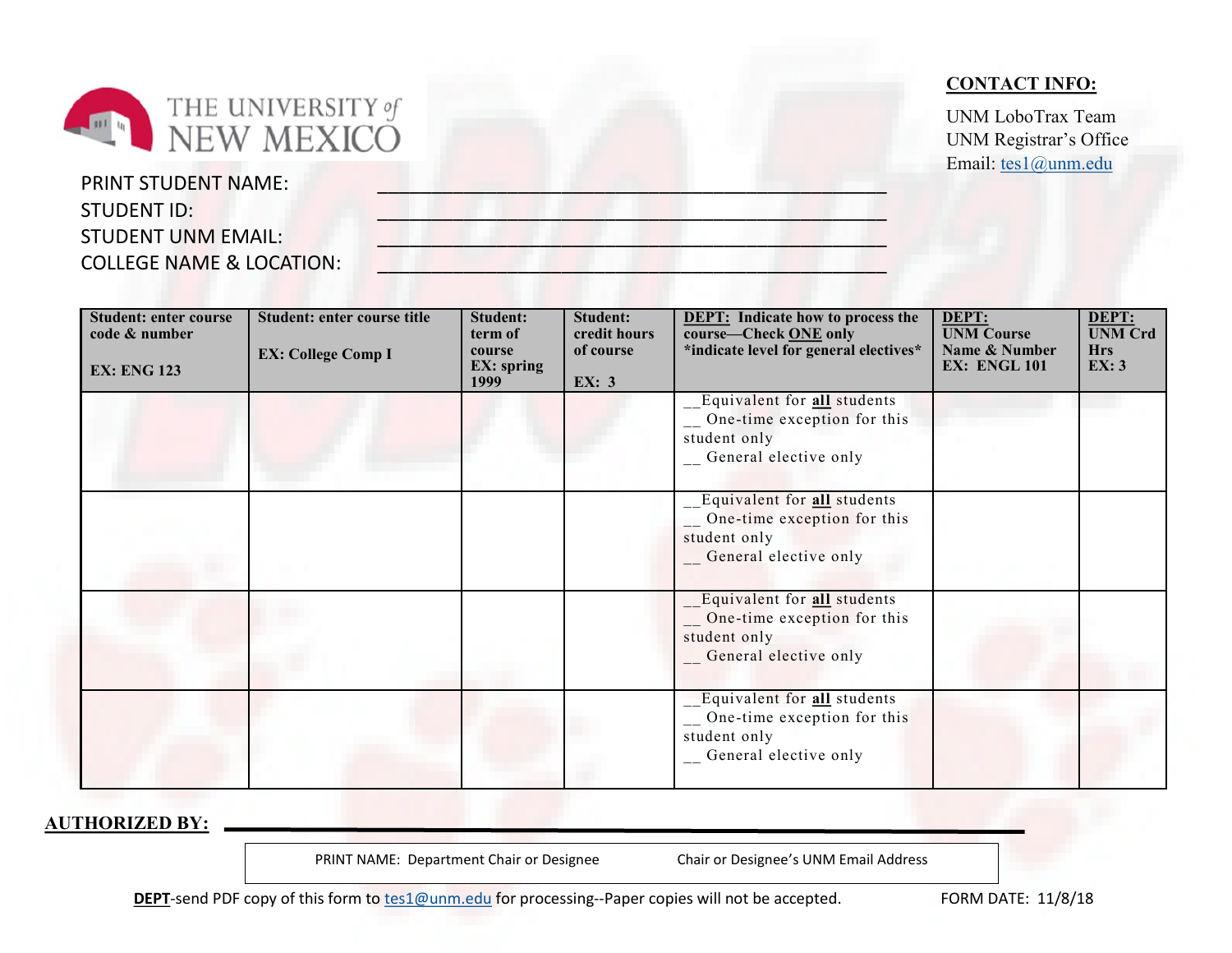THE UNIVERSITY of NEW MEXICO

**CONTACT INFO:**

UNM LoboTrax Team
UNM Registrar's Office
Email: tes1@unm.edu

PRINT STUDENT NAME: ____________________________________________

STUDENT ID: ____________________________________________

STUDENT UNM EMAIL: ____________________________________________

COLLEGE NAME & LOCATION: ____________________________________________

| **Student: enter course code & number**<br>**EX: ENG 123** | **Student: enter course title**<br>**EX: College Comp I** | **Student: term of course EX: spring 1999** | **Student: credit hours of course**<br>**EX: 3** | **DEPT: Indicate how to process the course—Check ONE only \*indicate level for general electives\*** | **DEPT: UNM Course Name & Number EX: ENGL 101** | **DEPT: UNM Crd Hrs EX: 3** |
|---|---|---|---|---|---|---|
| | | | | __Equivalent for **all** students<br>__ One-time exception for this student only<br>__ General elective only | | |
| | | | | __Equivalent for **all** students<br>__ One-time exception for this student only<br>__ General elective only | | |
| | | | | __Equivalent for **all** students<br>__ One-time exception for this student only<br>__ General elective only | | |
| | | | | __Equivalent for **all** students<br>__ One-time exception for this student only<br>__ General elective only | | |

**AUTHORIZED BY:** ____________________________________________

PRINT NAME: Department Chair or Designee Chair or Designee's UNM Email Address

**DEPT**-send PDF copy of this form to tes1@unm.edu for processing--Paper copies will not be accepted. FORM DATE: 11/8/18